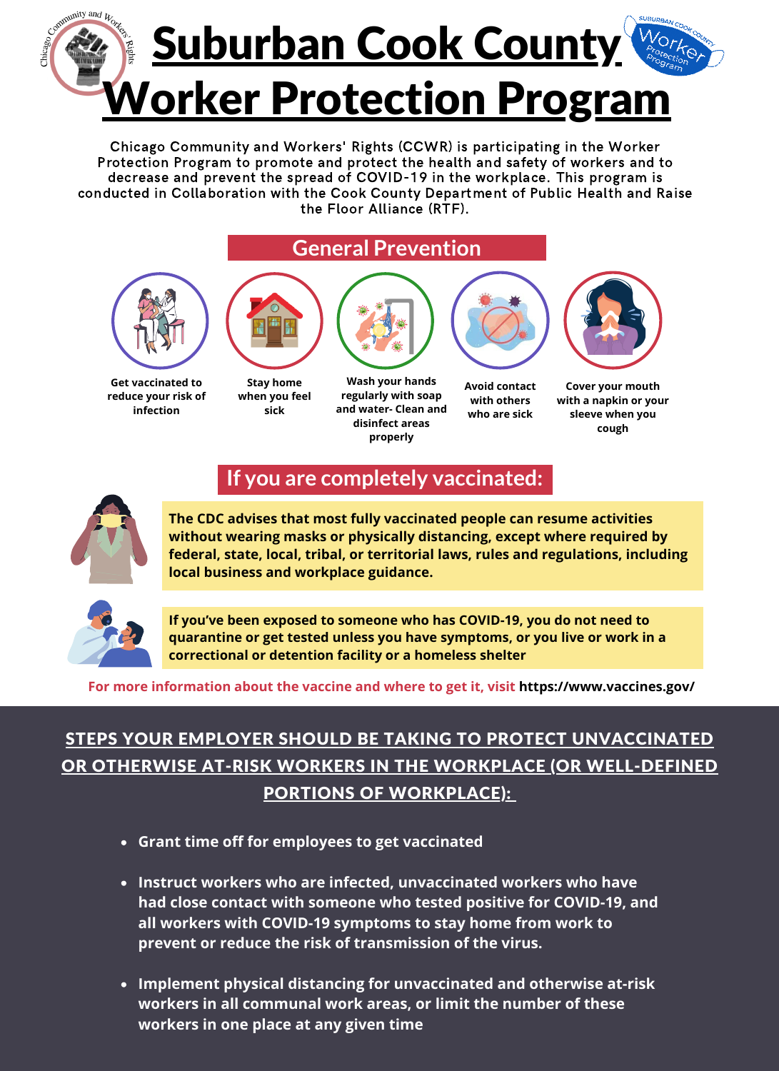# Suburban Cook County Worker Protection Program

Chicago Community and Workers' Rights (CCWR) is participating in the Worker Protection Program to promote and protect the health and safety of workers and to decrease and prevent the spread of COVID-19 in the workplace. This program is conducted in Collaboration with the Cook County Department of Public Health and Raise the Floor Alliance (RTF).

## General Prevention

- **Get vaccinated to reduce your risk of infection**
- **Stay home when you feel sick**
- **Wash your hands regularly with soap and water- Clean and disinfect areas properly**
- **Avoid contact with others who are sick**
- **Cover your mouth with a napkin or your sleeve when you cough**

## If you are completely vaccinated:

**The CDC advises that most fully vaccinated people can resume activities without wearing masks or physically distancing, except where required by federal, state, local, tribal, or territorial laws, rules and regulations, including local business and workplace guidance.**

**If you've been exposed to someone who has COVID-19, you do not need to quarantine or get tested unless you have symptoms, or you live or work in a correctional or detention facility or a homeless shelter**

For more information about the vaccine and where to get it, visit **https://www.vaccines.gov/**

## STEPS YOUR EMPLOYER SHOULD BE TAKING TO PROTECT UNVACCINATED OR OTHERWISE AT-RISK WORKERS IN THE WORKPLACE (OR WELL-DEFINED PORTIONS OF WORKPLACE):

- **Grant time off for employees to get vaccinated**
- **Instruct workers who are infected, unvaccinated workers who have had close contact with someone who tested positive for COVID-19, and all workers with COVID-19 symptoms to stay home from work to prevent or reduce the risk of transmission of the virus.**
- **Implement physical distancing for unvaccinated and otherwise at-risk workers in all communal work areas, or limit the number of these workers in one place at any given time**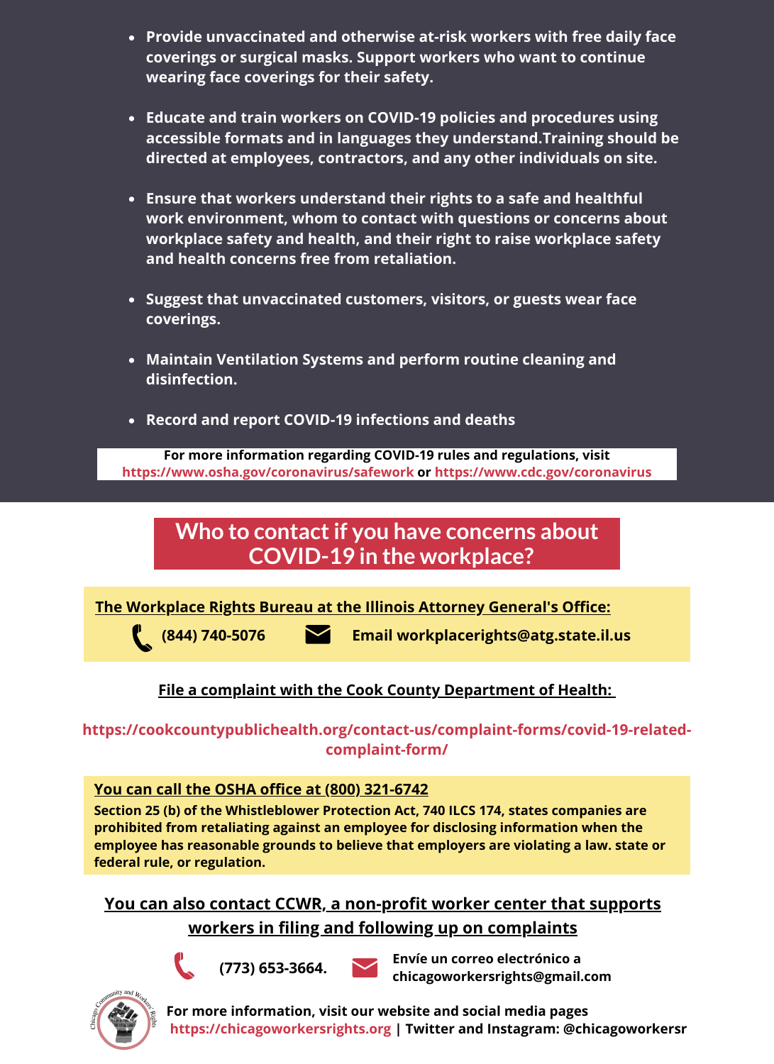- **Provide unvaccinated and otherwise at-risk workers with free daily face coverings or surgical masks. Support workers who want to continue wearing face coverings for their safety.**
- **Educate and train workers on COVID-19 policies and procedures using accessible formats and in languages they understand.Training should be directed at employees, contractors, and any other individuals on site.**
- **Ensure that workers understand their rights to a safe and healthful work environment, whom to contact with questions or concerns about workplace safety and health, and their right to raise workplace safety and health concerns free from retaliation.**
- **Suggest that unvaccinated customers, visitors, or guests wear face coverings.**
- **Maintain Ventilation Systems and perform routine cleaning and disinfection.**
- **Record and report COVID-19 infections and deaths**

**For more information regarding COVID-19 rules and regulations, visit https://www.osha.gov/coronavirus/safework or https://www.cdc.gov/coronavirus**

## Who to contact if you have concerns about COVID-19 in the workplace?

**The Workplace Rights Bureau at the Illinois Attorney General's Office:**

**(844) 740-5076** **Email workplacerights@atg.state.il.us**

**File a complaint with the Cook County Department of Health:**

**https://cookcountypublichealth.org/contact-us/complaint-forms/covid-19-related-complaint-form/**

**You can call the OSHA office at (800) 321-6742**

**Section 25 (b) of the Whistleblower Protection Act, 740 ILCS 174, states companies are prohibited from retaliating against an employee for disclosing information when the employee has reasonable grounds to believe that employers are violating a law. state or federal rule, or regulation.**

**You can also contact CCWR, a non-profit worker center that supports workers in filing and following up on complaints**

**(773) 653-3664.** **Envíe un correo electrónico a chicagoworkersrights@gmail.com**

**For more information, visit our website and social media pages https://chicagoworkersrights.org | Twitter and Instagram: @chicagoworkersr**